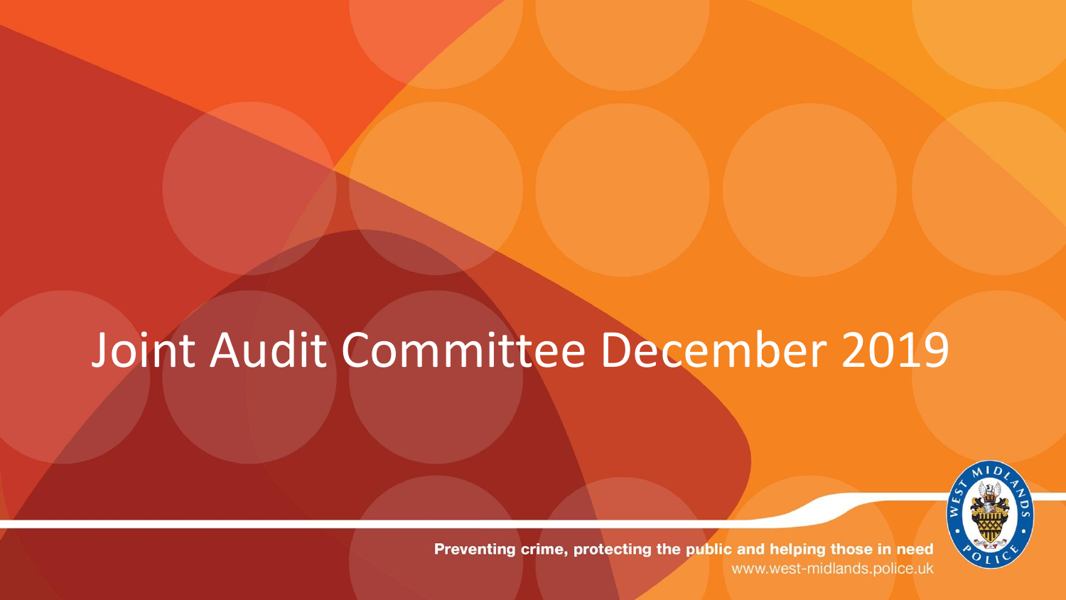# Joint Audit Committee December 2019

Preventing crime, protecting the public and helping those in need
www.west-midlands.police.uk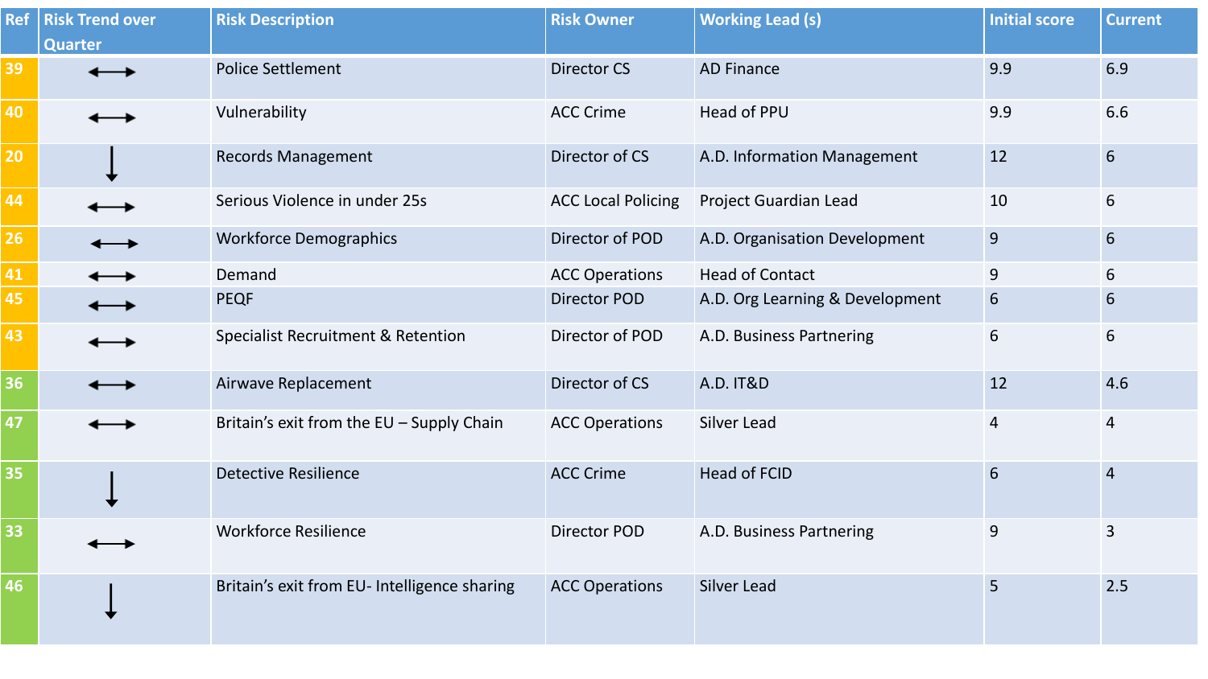| Ref | Risk Trend over Quarter | Risk Description | Risk Owner | Working Lead (s) | Initial score | Current |
|---|---|---|---|---|---|---|
| 39 | ⟷ | Police Settlement | Director CS | AD Finance | 9.9 | 6.9 |
| 40 | ⟷ | Vulnerability | ACC Crime | Head of PPU | 9.9 | 6.6 |
| 20 | ↓ | Records Management | Director of CS | A.D. Information Management | 12 | 6 |
| 44 | ⟷ | Serious Violence in under 25s | ACC Local Policing | Project Guardian Lead | 10 | 6 |
| 26 | ⟷ | Workforce Demographics | Director of POD | A.D. Organisation Development | 9 | 6 |
| 41 | ⟷ | Demand | ACC Operations | Head of Contact | 9 | 6 |
| 45 | ⟷ | PEQF | Director POD | A.D. Org Learning & Development | 6 | 6 |
| 43 | ⟷ | Specialist Recruitment & Retention | Director of POD | A.D. Business Partnering | 6 | 6 |
| 36 | ⟷ | Airwave Replacement | Director of CS | A.D. IT&D | 12 | 4.6 |
| 47 | ⟷ | Britain's exit from the EU – Supply Chain | ACC Operations | Silver Lead | 4 | 4 |
| 35 | ↓ | Detective Resilience | ACC Crime | Head of FCID | 6 | 4 |
| 33 | ⟷ | Workforce Resilience | Director POD | A.D. Business Partnering | 9 | 3 |
| 46 | ↓ | Britain's exit from EU- Intelligence sharing | ACC Operations | Silver Lead | 5 | 2.5 |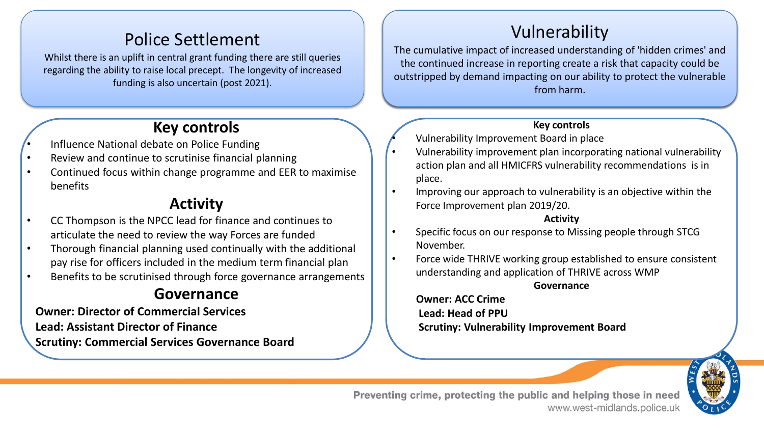## Police Settlement

Whilst there is an uplift in central grant funding there are still queries regarding the ability to raise local precept. The longevity of increased funding is also uncertain (post 2021).

### Key controls

- Influence National debate on Police Funding
- Review and continue to scrutinise financial planning
- Continued focus within change programme and EER to maximise benefits

### Activity

- CC Thompson is the NPCC lead for finance and continues to articulate the need to review the way Forces are funded
- Thorough financial planning used continually with the additional pay rise for officers included in the medium term financial plan
- Benefits to be scrutinised through force governance arrangements

### Governance

**Owner: Director of Commercial Services**
**Lead: Assistant Director of Finance**
**Scrutiny: Commercial Services Governance Board**

## Vulnerability

The cumulative impact of increased understanding of 'hidden crimes' and the continued increase in reporting create a risk that capacity could be outstripped by demand impacting on our ability to protect the vulnerable from harm.

### Key controls

- Vulnerability Improvement Board in place
- Vulnerability improvement plan incorporating national vulnerability action plan and all HMICFRS vulnerability recommendations is in place.
- Improving our approach to vulnerability is an objective within the Force Improvement plan 2019/20.

### Activity

- Specific focus on our response to Missing people through STCG November.
- Force wide THRIVE working group established to ensure consistent understanding and application of THRIVE across WMP

### Governance

**Owner: ACC Crime**
**Lead: Head of PPU**
**Scrutiny: Vulnerability Improvement Board**

Preventing crime, protecting the public and helping those in need
www.west-midlands.police.uk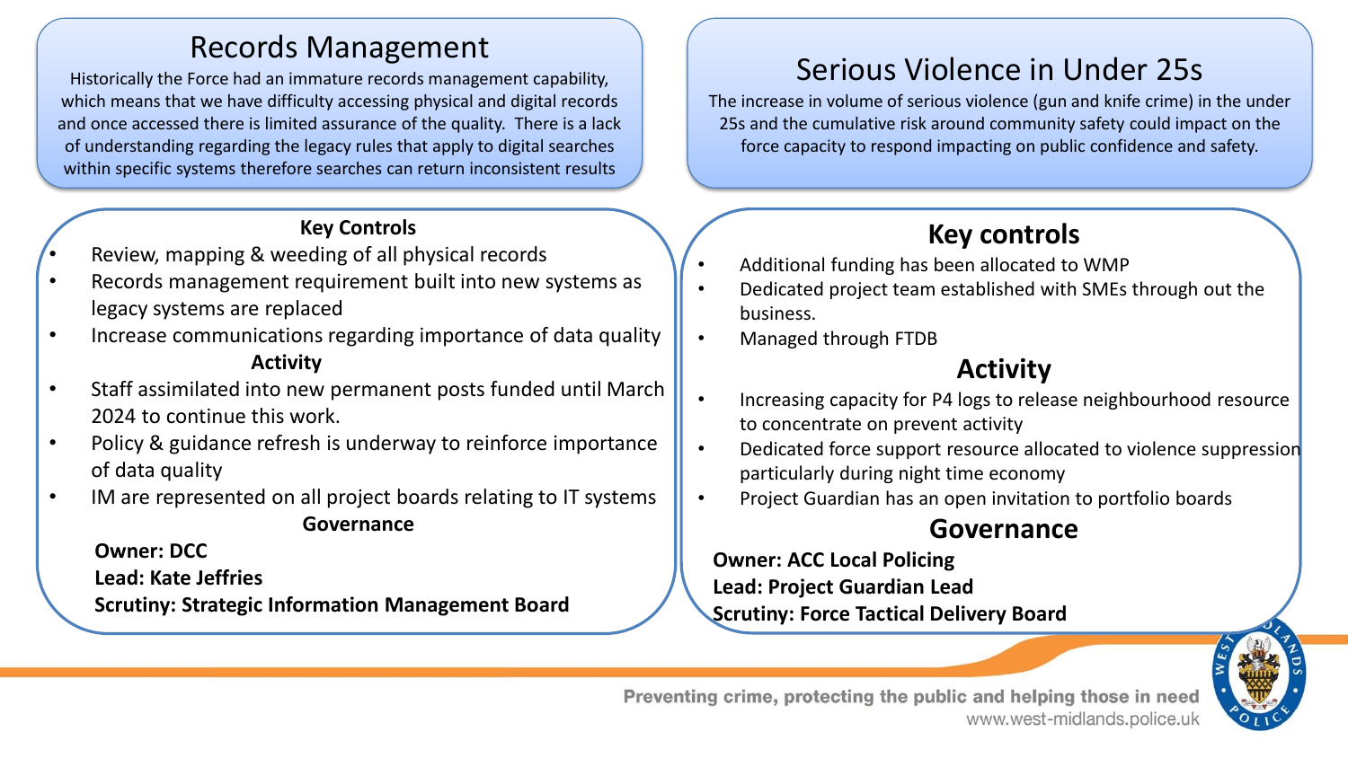## Records Management

Historically the Force had an immature records management capability, which means that we have difficulty accessing physical and digital records and once accessed there is limited assurance of the quality. There is a lack of understanding regarding the legacy rules that apply to digital searches within specific systems therefore searches can return inconsistent results

### Key Controls

- Review, mapping & weeding of all physical records
- Records management requirement built into new systems as legacy systems are replaced
- Increase communications regarding importance of data quality

### Activity

- Staff assimilated into new permanent posts funded until March 2024 to continue this work.
- Policy & guidance refresh is underway to reinforce importance of data quality
- IM are represented on all project boards relating to IT systems

### Governance

**Owner: DCC**
**Lead: Kate Jeffries**
**Scrutiny: Strategic Information Management Board**

## Serious Violence in Under 25s

The increase in volume of serious violence (gun and knife crime) in the under 25s and the cumulative risk around community safety could impact on the force capacity to respond impacting on public confidence and safety.

### Key controls

- Additional funding has been allocated to WMP
- Dedicated project team established with SMEs through out the business.
- Managed through FTDB

### Activity

- Increasing capacity for P4 logs to release neighbourhood resource to concentrate on prevent activity
- Dedicated force support resource allocated to violence suppression particularly during night time economy
- Project Guardian has an open invitation to portfolio boards

### Governance

**Owner: ACC Local Policing**
**Lead: Project Guardian Lead**
**Scrutiny: Force Tactical Delivery Board**

Preventing crime, protecting the public and helping those in need
www.west-midlands.police.uk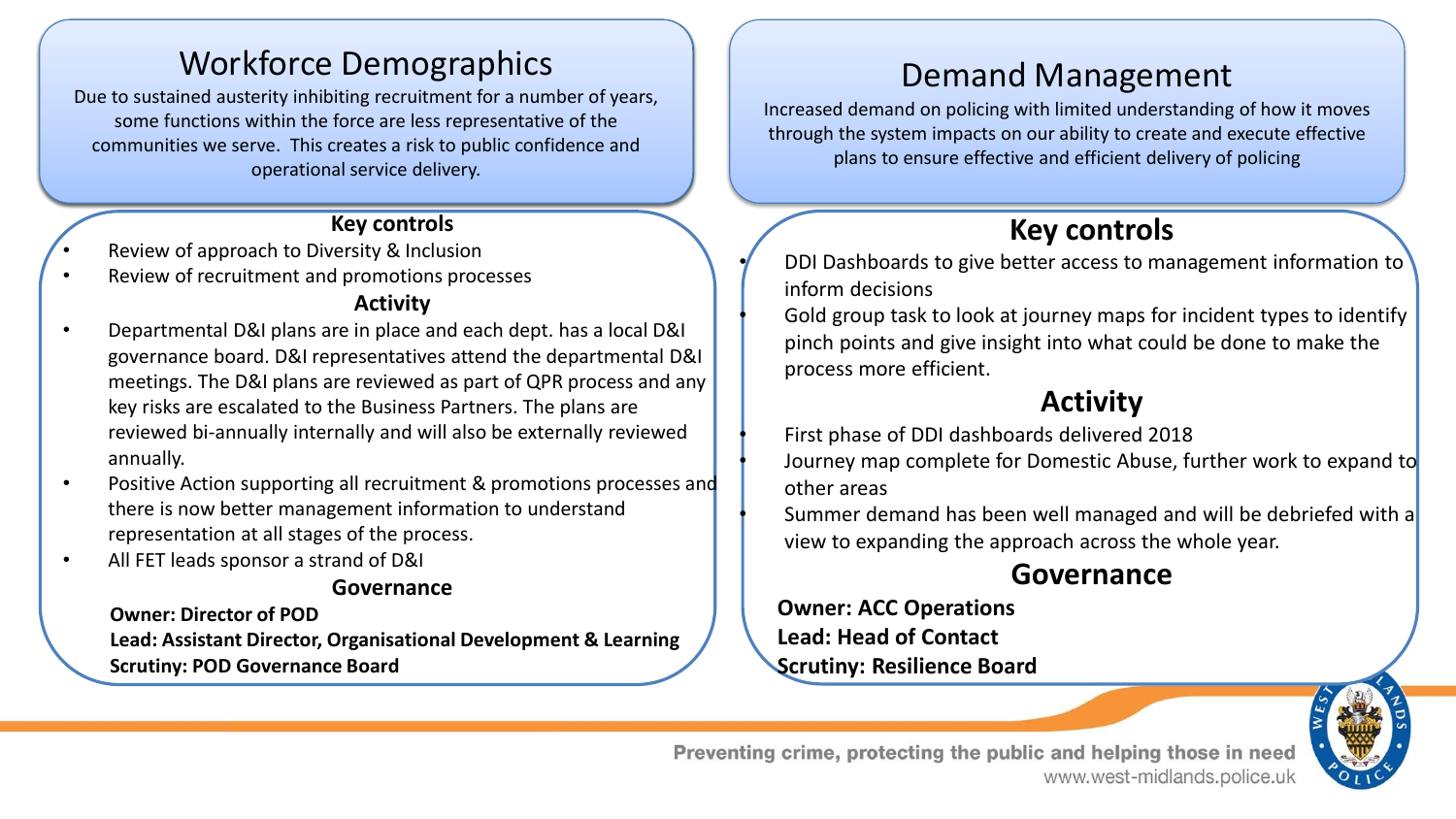## Workforce Demographics

Due to sustained austerity inhibiting recruitment for a number of years, some functions within the force are less representative of the communities we serve. This creates a risk to public confidence and operational service delivery.

### Key controls

- Review of approach to Diversity & Inclusion
- Review of recruitment and promotions processes

### Activity

- Departmental D&I plans are in place and each dept. has a local D&I governance board. D&I representatives attend the departmental D&I meetings. The D&I plans are reviewed as part of QPR process and any key risks are escalated to the Business Partners. The plans are reviewed bi-annually internally and will also be externally reviewed annually.
- Positive Action supporting all recruitment & promotions processes and there is now better management information to understand representation at all stages of the process.
- All FET leads sponsor a strand of D&I

### Governance

**Owner: Director of POD**
**Lead: Assistant Director, Organisational Development & Learning**
**Scrutiny: POD Governance Board**

## Demand Management

Increased demand on policing with limited understanding of how it moves through the system impacts on our ability to create and execute effective plans to ensure effective and efficient delivery of policing

### Key controls

- DDI Dashboards to give better access to management information to inform decisions
- Gold group task to look at journey maps for incident types to identify pinch points and give insight into what could be done to make the process more efficient.

### Activity

- First phase of DDI dashboards delivered 2018
- Journey map complete for Domestic Abuse, further work to expand to other areas
- Summer demand has been well managed and will be debriefed with a view to expanding the approach across the whole year.

### Governance

**Owner: ACC Operations**
**Lead: Head of Contact**
**Scrutiny: Resilience Board**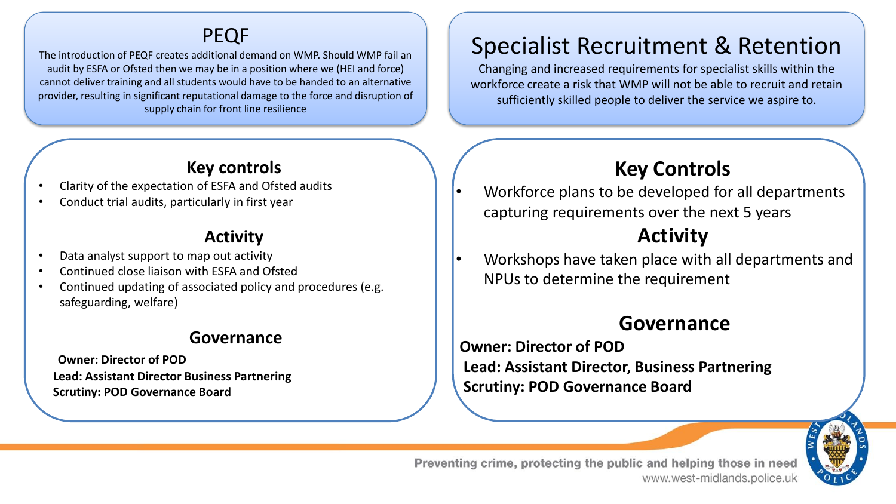## PEQF

The introduction of PEQF creates additional demand on WMP. Should WMP fail an audit by ESFA or Ofsted then we may be in a position where we (HEI and force) cannot deliver training and all students would have to be handed to an alternative provider, resulting in significant reputational damage to the force and disruption of supply chain for front line resilience

### Key controls

- Clarity of the expectation of ESFA and Ofsted audits
- Conduct trial audits, particularly in first year

### Activity

- Data analyst support to map out activity
- Continued close liaison with ESFA and Ofsted
- Continued updating of associated policy and procedures (e.g. safeguarding, welfare)

### Governance

**Owner: Director of POD**
**Lead: Assistant Director Business Partnering**
**Scrutiny: POD Governance Board**

## Specialist Recruitment & Retention

Changing and increased requirements for specialist skills within the workforce create a risk that WMP will not be able to recruit and retain sufficiently skilled people to deliver the service we aspire to.

### Key Controls

- Workforce plans to be developed for all departments capturing requirements over the next 5 years

### Activity

- Workshops have taken place with all departments and NPUs to determine the requirement

### Governance

**Owner: Director of POD**
**Lead: Assistant Director, Business Partnering**
**Scrutiny: POD Governance Board**

Preventing crime, protecting the public and helping those in need
www.west-midlands.police.uk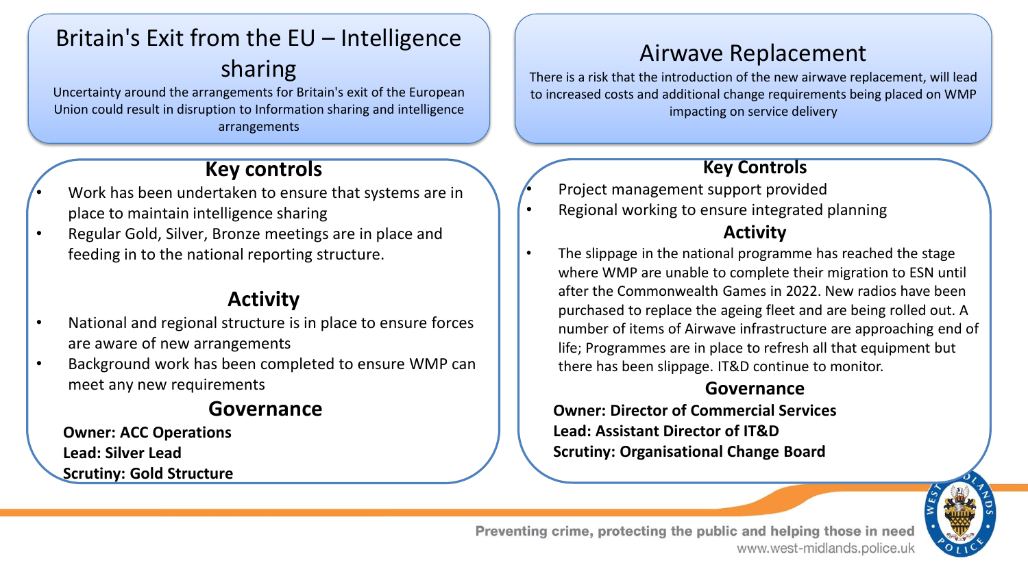## Britain's Exit from the EU – Intelligence sharing

Uncertainty around the arrangements for Britain's exit of the European Union could result in disruption to Information sharing and intelligence arrangements

### Key controls

- Work has been undertaken to ensure that systems are in place to maintain intelligence sharing
- Regular Gold, Silver, Bronze meetings are in place and feeding in to the national reporting structure.

### Activity

- National and regional structure is in place to ensure forces are aware of new arrangements
- Background work has been completed to ensure WMP can meet any new requirements

### Governance

**Owner: ACC Operations**
**Lead: Silver Lead**
**Scrutiny: Gold Structure**

## Airwave Replacement

There is a risk that the introduction of the new airwave replacement, will lead to increased costs and additional change requirements being placed on WMP impacting on service delivery

### Key Controls

- Project management support provided
- Regional working to ensure integrated planning

### Activity

- The slippage in the national programme has reached the stage where WMP are unable to complete their migration to ESN until after the Commonwealth Games in 2022. New radios have been purchased to replace the ageing fleet and are being rolled out. A number of items of Airwave infrastructure are approaching end of life; Programmes are in place to refresh all that equipment but there has been slippage. IT&D continue to monitor.

### Governance

**Owner: Director of Commercial Services**
**Lead: Assistant Director of IT&D**
**Scrutiny: Organisational Change Board**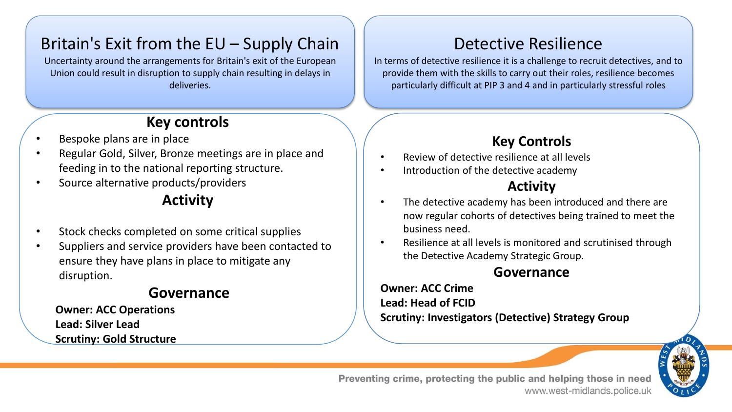## Britain's Exit from the EU – Supply Chain

Uncertainty around the arrangements for Britain's exit of the European Union could result in disruption to supply chain resulting in delays in deliveries.

### Key controls

- Bespoke plans are in place
- Regular Gold, Silver, Bronze meetings are in place and feeding in to the national reporting structure.
- Source alternative products/providers

### Activity

- Stock checks completed on some critical supplies
- Suppliers and service providers have been contacted to ensure they have plans in place to mitigate any disruption.

### Governance

**Owner: ACC Operations**
**Lead: Silver Lead**
**Scrutiny: Gold Structure**

## Detective Resilience

In terms of detective resilience it is a challenge to recruit detectives, and to provide them with the skills to carry out their roles, resilience becomes particularly difficult at PIP 3 and 4 and in particularly stressful roles

### Key Controls

- Review of detective resilience at all levels
- Introduction of the detective academy

### Activity

- The detective academy has been introduced and there are now regular cohorts of detectives being trained to meet the business need.
- Resilience at all levels is monitored and scrutinised through the Detective Academy Strategic Group.

### Governance

**Owner: ACC Crime**
**Lead: Head of FCID**
**Scrutiny: Investigators (Detective) Strategy Group**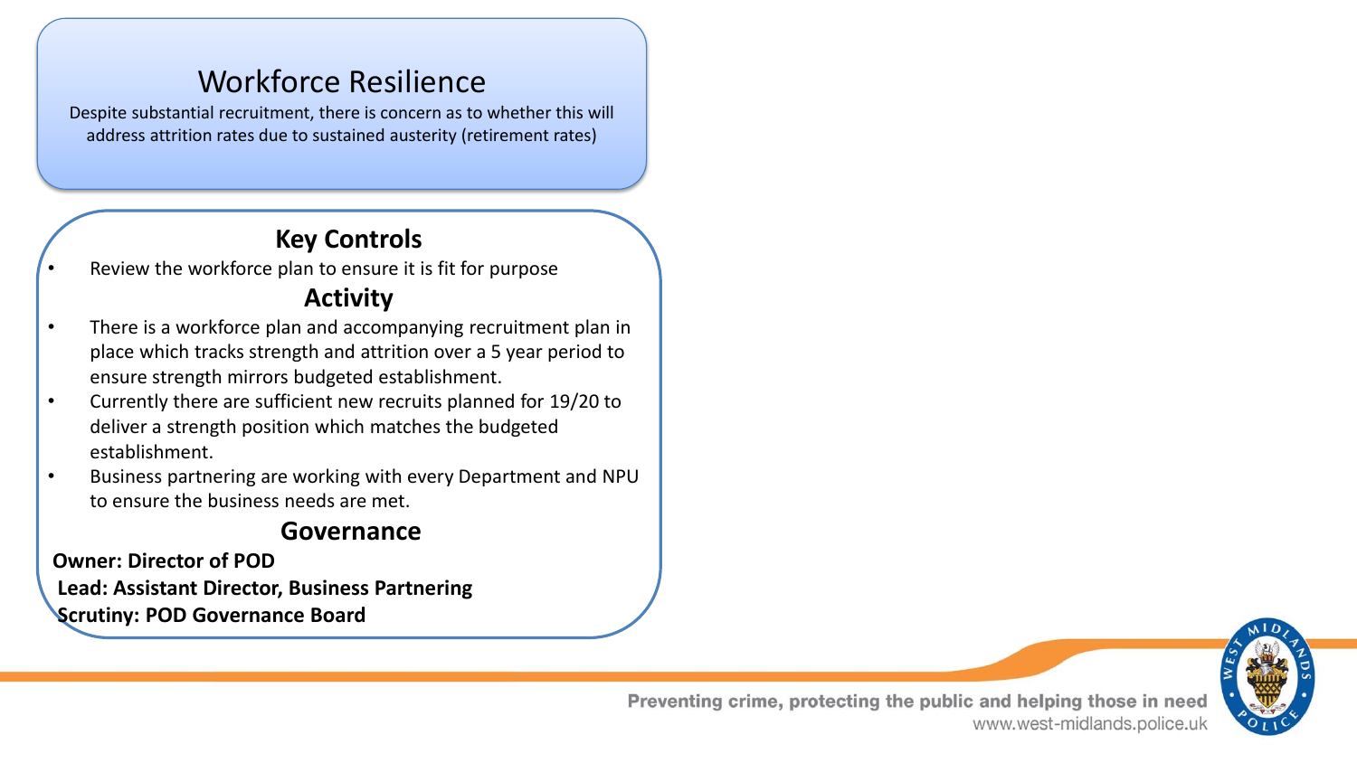# Workforce Resilience

Despite substantial recruitment, there is concern as to whether this will address attrition rates due to sustained austerity (retirement rates)

## Key Controls

- Review the workforce plan to ensure it is fit for purpose

## Activity

- There is a workforce plan and accompanying recruitment plan in place which tracks strength and attrition over a 5 year period to ensure strength mirrors budgeted establishment.
- Currently there are sufficient new recruits planned for 19/20 to deliver a strength position which matches the budgeted establishment.
- Business partnering are working with every Department and NPU to ensure the business needs are met.

## Governance

**Owner: Director of POD**

**Lead: Assistant Director, Business Partnering**

**Scrutiny: POD Governance Board**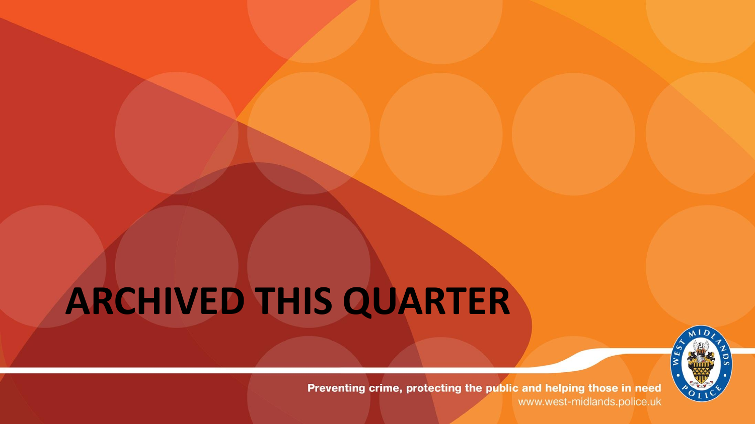# ARCHIVED THIS QUARTER

**Preventing crime, protecting the public and helping those in need**

www.west-midlands.police.uk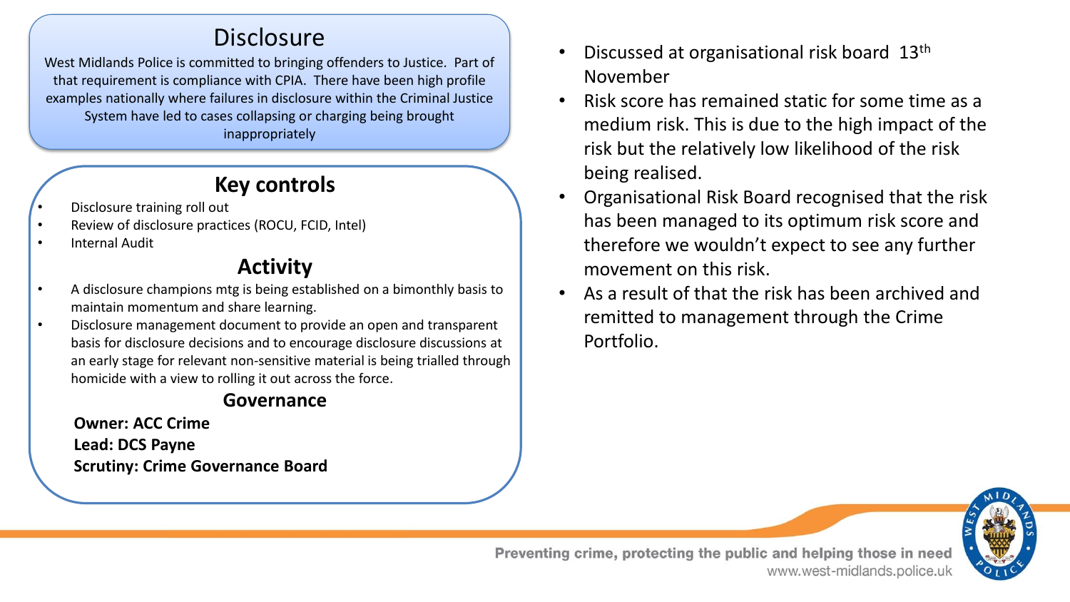## Disclosure

West Midlands Police is committed to bringing offenders to Justice. Part of that requirement is compliance with CPIA. There have been high profile examples nationally where failures in disclosure within the Criminal Justice System have led to cases collapsing or charging being brought inappropriately

### Key controls

- Disclosure training roll out
- Review of disclosure practices (ROCU, FCID, Intel)
- Internal Audit

### Activity

- A disclosure champions mtg is being established on a bimonthly basis to maintain momentum and share learning.
- Disclosure management document to provide an open and transparent basis for disclosure decisions and to encourage disclosure discussions at an early stage for relevant non-sensitive material is being trialled through homicide with a view to rolling it out across the force.

### Governance

**Owner: ACC Crime**
**Lead: DCS Payne**
**Scrutiny: Crime Governance Board**

- Discussed at organisational risk board 13th November
- Risk score has remained static for some time as a medium risk. This is due to the high impact of the risk but the relatively low likelihood of the risk being realised.
- Organisational Risk Board recognised that the risk has been managed to its optimum risk score and therefore we wouldn't expect to see any further movement on this risk.
- As a result of that the risk has been archived and remitted to management through the Crime Portfolio.